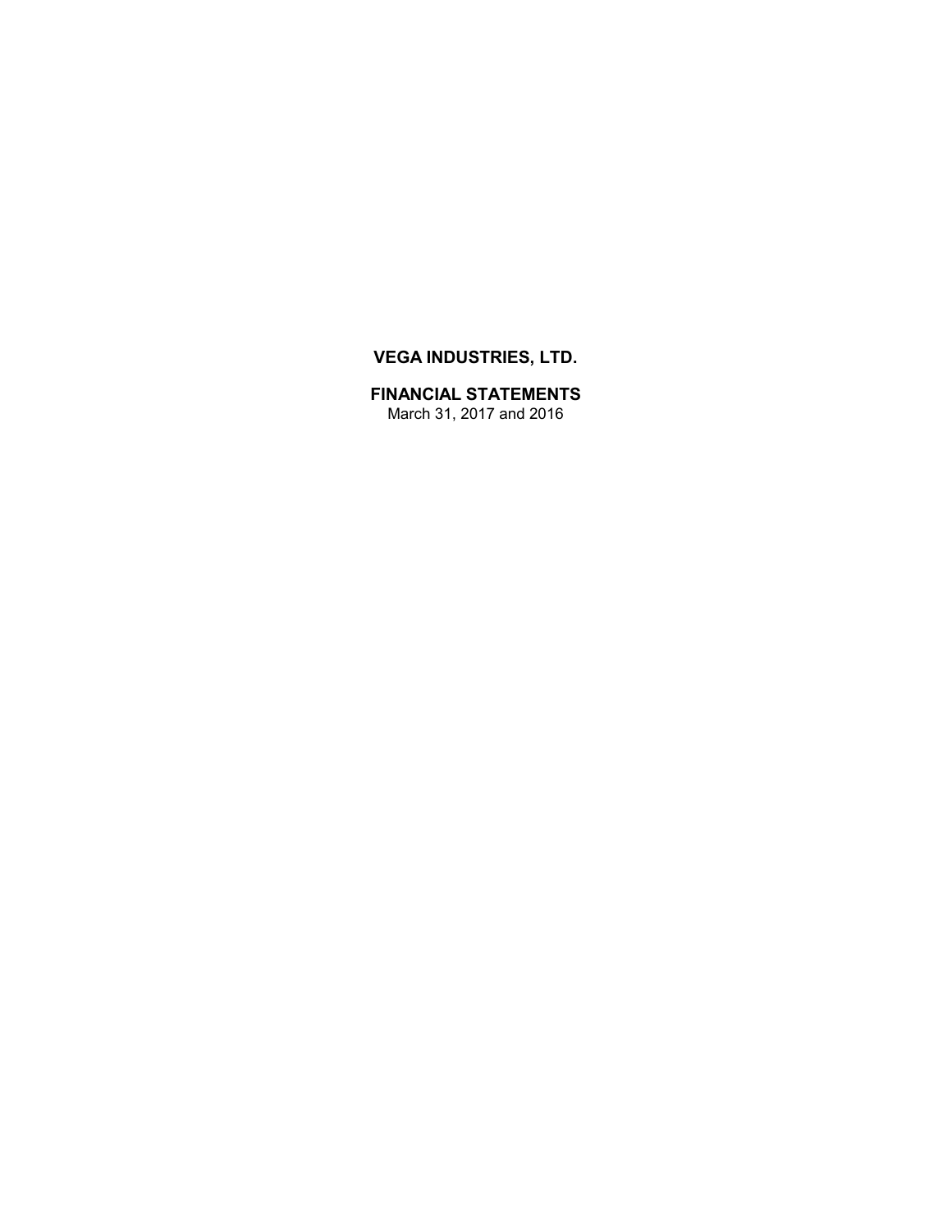# VEGA INDUSTRIES, LTD.

## FINANCIAL STATEMENTS

March 31, 2017 and 2016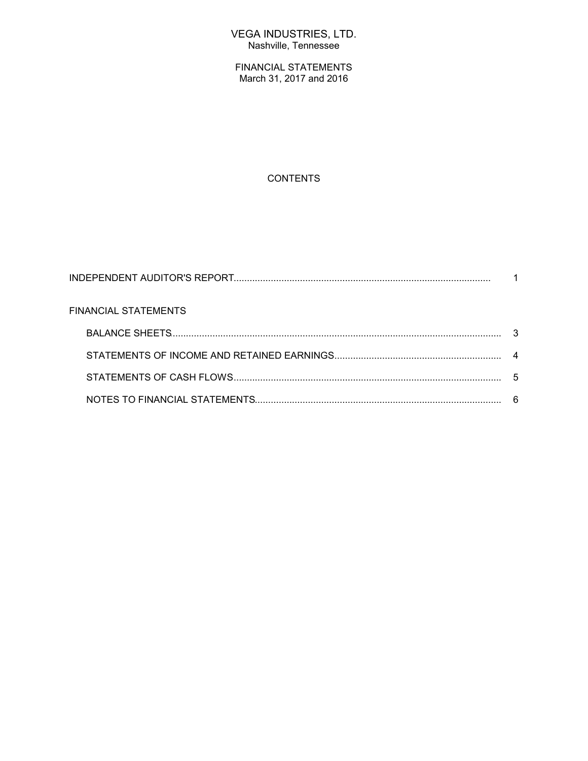VEGA INDUSTRIES, LTD.
Nashville, Tennessee

FINANCIAL STATEMENTS
March 31, 2017 and 2016

CONTENTS

| | |
|---|---|
| INDEPENDENT AUDITOR'S REPORT | 1 |
| FINANCIAL STATEMENTS | |
| BALANCE SHEETS | 3 |
| STATEMENTS OF INCOME AND RETAINED EARNINGS | 4 |
| STATEMENTS OF CASH FLOWS | 5 |
| NOTES TO FINANCIAL STATEMENTS | 6 |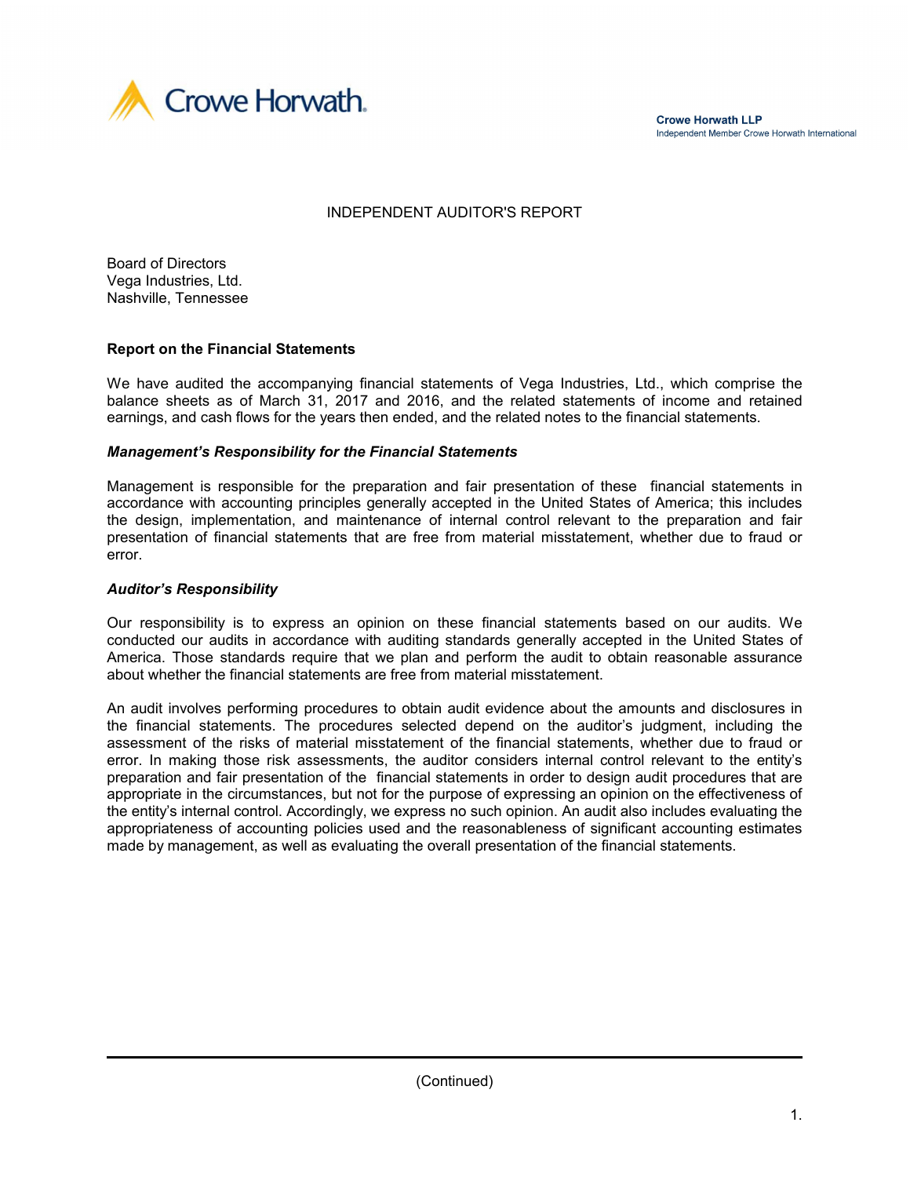Crowe Horwath.

**Crowe Horwath LLP**
Independent Member Crowe Horwath International

# INDEPENDENT AUDITOR'S REPORT

Board of Directors
Vega Industries, Ltd.
Nashville, Tennessee

## Report on the Financial Statements

We have audited the accompanying financial statements of Vega Industries, Ltd., which comprise the balance sheets as of March 31, 2017 and 2016, and the related statements of income and retained earnings, and cash flows for the years then ended, and the related notes to the financial statements.

### *Management's Responsibility for the Financial Statements*

Management is responsible for the preparation and fair presentation of these financial statements in accordance with accounting principles generally accepted in the United States of America; this includes the design, implementation, and maintenance of internal control relevant to the preparation and fair presentation of financial statements that are free from material misstatement, whether due to fraud or error.

### *Auditor's Responsibility*

Our responsibility is to express an opinion on these financial statements based on our audits. We conducted our audits in accordance with auditing standards generally accepted in the United States of America. Those standards require that we plan and perform the audit to obtain reasonable assurance about whether the financial statements are free from material misstatement.

An audit involves performing procedures to obtain audit evidence about the amounts and disclosures in the financial statements. The procedures selected depend on the auditor's judgment, including the assessment of the risks of material misstatement of the financial statements, whether due to fraud or error. In making those risk assessments, the auditor considers internal control relevant to the entity's preparation and fair presentation of the financial statements in order to design audit procedures that are appropriate in the circumstances, but not for the purpose of expressing an opinion on the effectiveness of the entity's internal control. Accordingly, we express no such opinion. An audit also includes evaluating the appropriateness of accounting policies used and the reasonableness of significant accounting estimates made by management, as well as evaluating the overall presentation of the financial statements.

(Continued)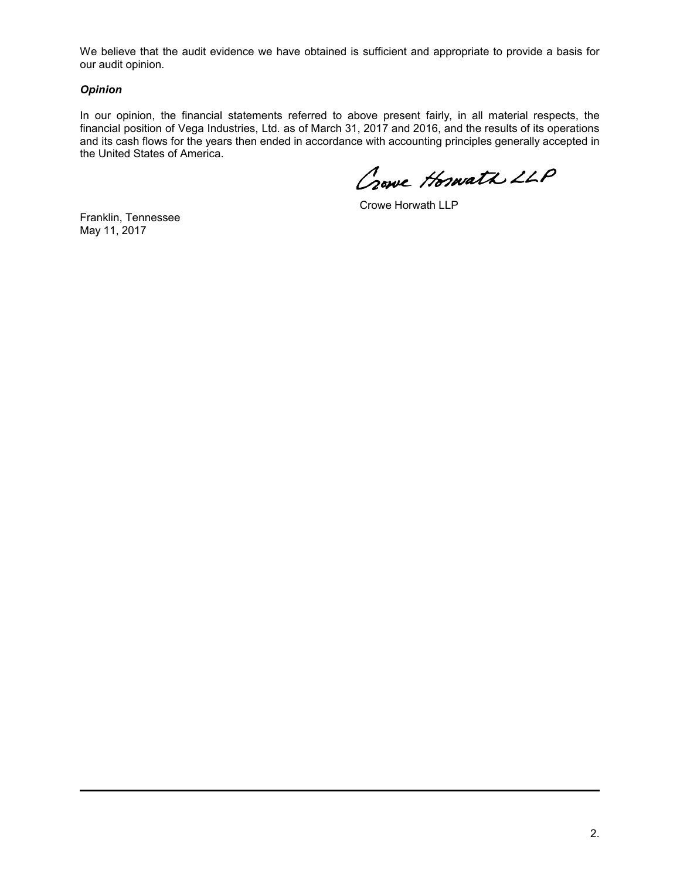We believe that the audit evidence we have obtained is sufficient and appropriate to provide a basis for our audit opinion.

***Opinion***

In our opinion, the financial statements referred to above present fairly, in all material respects, the financial position of Vega Industries, Ltd. as of March 31, 2017 and 2016, and the results of its operations and its cash flows for the years then ended in accordance with accounting principles generally accepted in the United States of America.

Crowe Horwath LLP

Crowe Horwath LLP

Franklin, Tennessee
May 11, 2017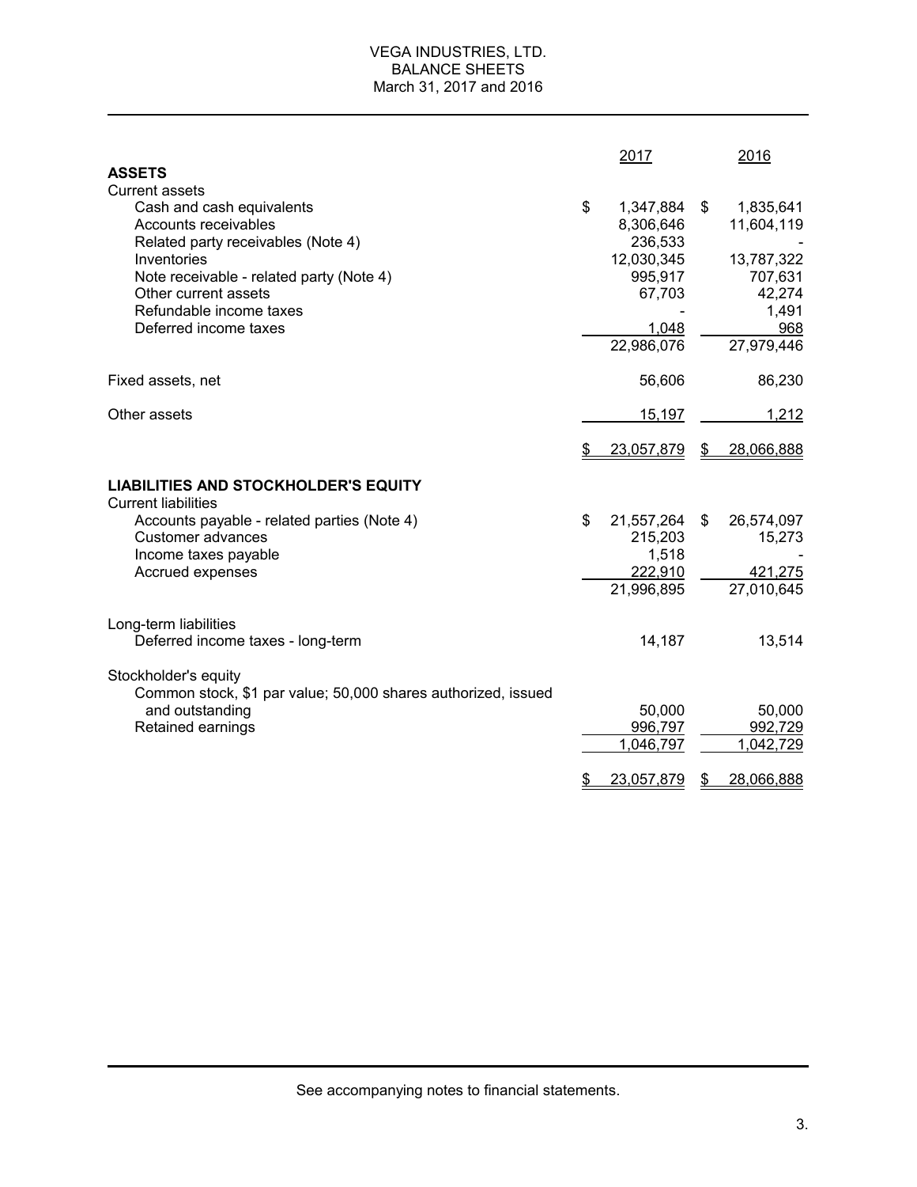# VEGA INDUSTRIES, LTD.
## BALANCE SHEETS
### March 31, 2017 and 2016

| | 2017 | 2016 |
|---|---|---|
| **ASSETS** | | |
| Current assets | | |
| Cash and cash equivalents | $ 1,347,884 | $ 1,835,641 |
| Accounts receivables | 8,306,646 | 11,604,119 |
| Related party receivables (Note 4) | 236,533 | - |
| Inventories | 12,030,345 | 13,787,322 |
| Note receivable - related party (Note 4) | 995,917 | 707,631 |
| Other current assets | 67,703 | 42,274 |
| Refundable income taxes | - | 1,491 |
| Deferred income taxes | 1,048 | 968 |
| | 22,986,076 | 27,979,446 |
| Fixed assets, net | 56,606 | 86,230 |
| Other assets | 15,197 | 1,212 |
| | $ 23,057,879 | $ 28,066,888 |
| **LIABILITIES AND STOCKHOLDER'S EQUITY** | | |
| Current liabilities | | |
| Accounts payable - related parties (Note 4) | $ 21,557,264 | $ 26,574,097 |
| Customer advances | 215,203 | 15,273 |
| Income taxes payable | 1,518 | - |
| Accrued expenses | 222,910 | 421,275 |
| | 21,996,895 | 27,010,645 |
| Long-term liabilities | | |
| Deferred income taxes - long-term | 14,187 | 13,514 |
| Stockholder's equity | | |
| Common stock, $1 par value; 50,000 shares authorized, issued and outstanding | 50,000 | 50,000 |
| Retained earnings | 996,797 | 992,729 |
| | 1,046,797 | 1,042,729 |
| | $ 23,057,879 | $ 28,066,888 |

See accompanying notes to financial statements.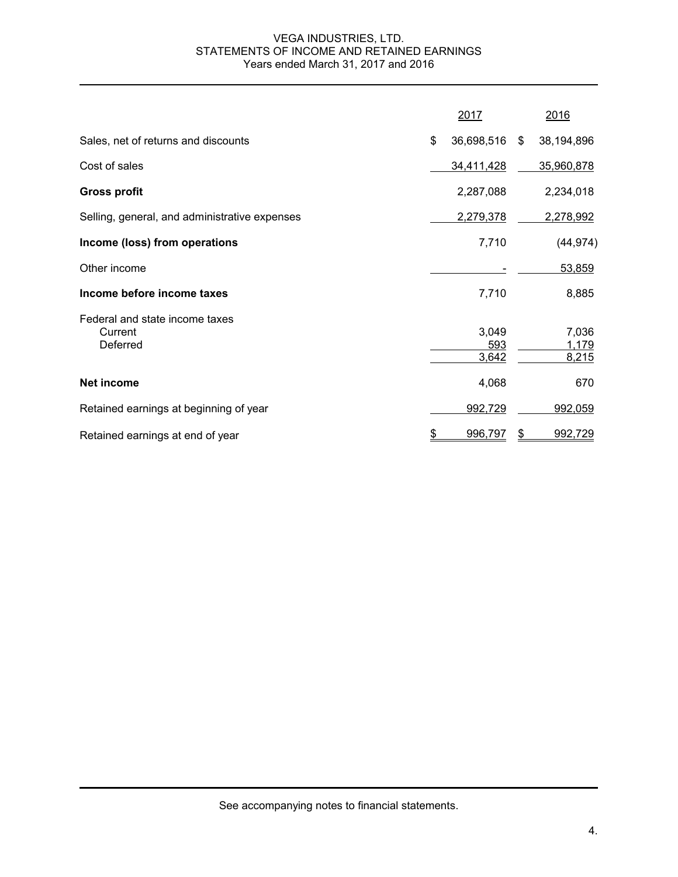# VEGA INDUSTRIES, LTD.
## STATEMENTS OF INCOME AND RETAINED EARNINGS
### Years ended March 31, 2017 and 2016

| | 2017 | 2016 |
|---|---|---|
| Sales, net of returns and discounts | $ 36,698,516 | $ 38,194,896 |
| Cost of sales | 34,411,428 | 35,960,878 |
| **Gross profit** | 2,287,088 | 2,234,018 |
| Selling, general, and administrative expenses | 2,279,378 | 2,278,992 |
| **Income (loss) from operations** | 7,710 | (44,974) |
| Other income | - | 53,859 |
| **Income before income taxes** | 7,710 | 8,885 |
| Federal and state income taxes | | |
| Current | 3,049 | 7,036 |
| Deferred | 593 | 1,179 |
| | 3,642 | 8,215 |
| **Net income** | 4,068 | 670 |
| Retained earnings at beginning of year | 992,729 | 992,059 |
| Retained earnings at end of year | $ 996,797 | $ 992,729 |

See accompanying notes to financial statements.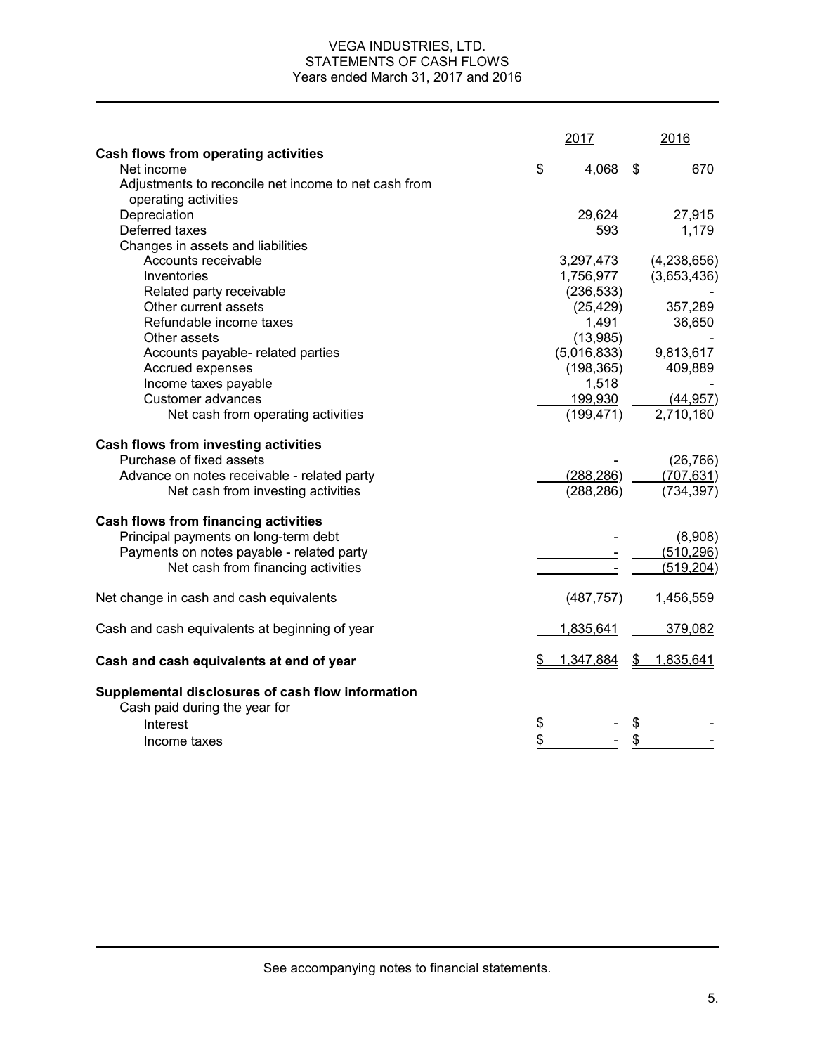# VEGA INDUSTRIES, LTD.
## STATEMENTS OF CASH FLOWS
### Years ended March 31, 2017 and 2016

| | 2017 | 2016 |
|---|---|---|
| **Cash flows from operating activities** | | |
| Net income | $ 4,068 | $ 670 |
| Adjustments to reconcile net income to net cash from operating activities | | |
| Depreciation | 29,624 | 27,915 |
| Deferred taxes | 593 | 1,179 |
| Changes in assets and liabilities | | |
| Accounts receivable | 3,297,473 | (4,238,656) |
| Inventories | 1,756,977 | (3,653,436) |
| Related party receivable | (236,533) | - |
| Other current assets | (25,429) | 357,289 |
| Refundable income taxes | 1,491 | 36,650 |
| Other assets | (13,985) | - |
| Accounts payable- related parties | (5,016,833) | 9,813,617 |
| Accrued expenses | (198,365) | 409,889 |
| Income taxes payable | 1,518 | - |
| Customer advances | 199,930 | (44,957) |
| Net cash from operating activities | (199,471) | 2,710,160 |
| | | |
| **Cash flows from investing activities** | | |
| Purchase of fixed assets | - | (26,766) |
| Advance on notes receivable - related party | (288,286) | (707,631) |
| Net cash from investing activities | (288,286) | (734,397) |
| | | |
| **Cash flows from financing activities** | | |
| Principal payments on long-term debt | - | (8,908) |
| Payments on notes payable - related party | - | (510,296) |
| Net cash from financing activities | - | (519,204) |
| | | |
| Net change in cash and cash equivalents | (487,757) | 1,456,559 |
| | | |
| Cash and cash equivalents at beginning of year | 1,835,641 | 379,082 |
| | | |
| **Cash and cash equivalents at end of year** | $ 1,347,884 | $ 1,835,641 |
| | | |
| **Supplemental disclosures of cash flow information** | | |
| Cash paid during the year for | | |
| Interest | $ - | $ - |
| Income taxes | $ - | $ - |

See accompanying notes to financial statements.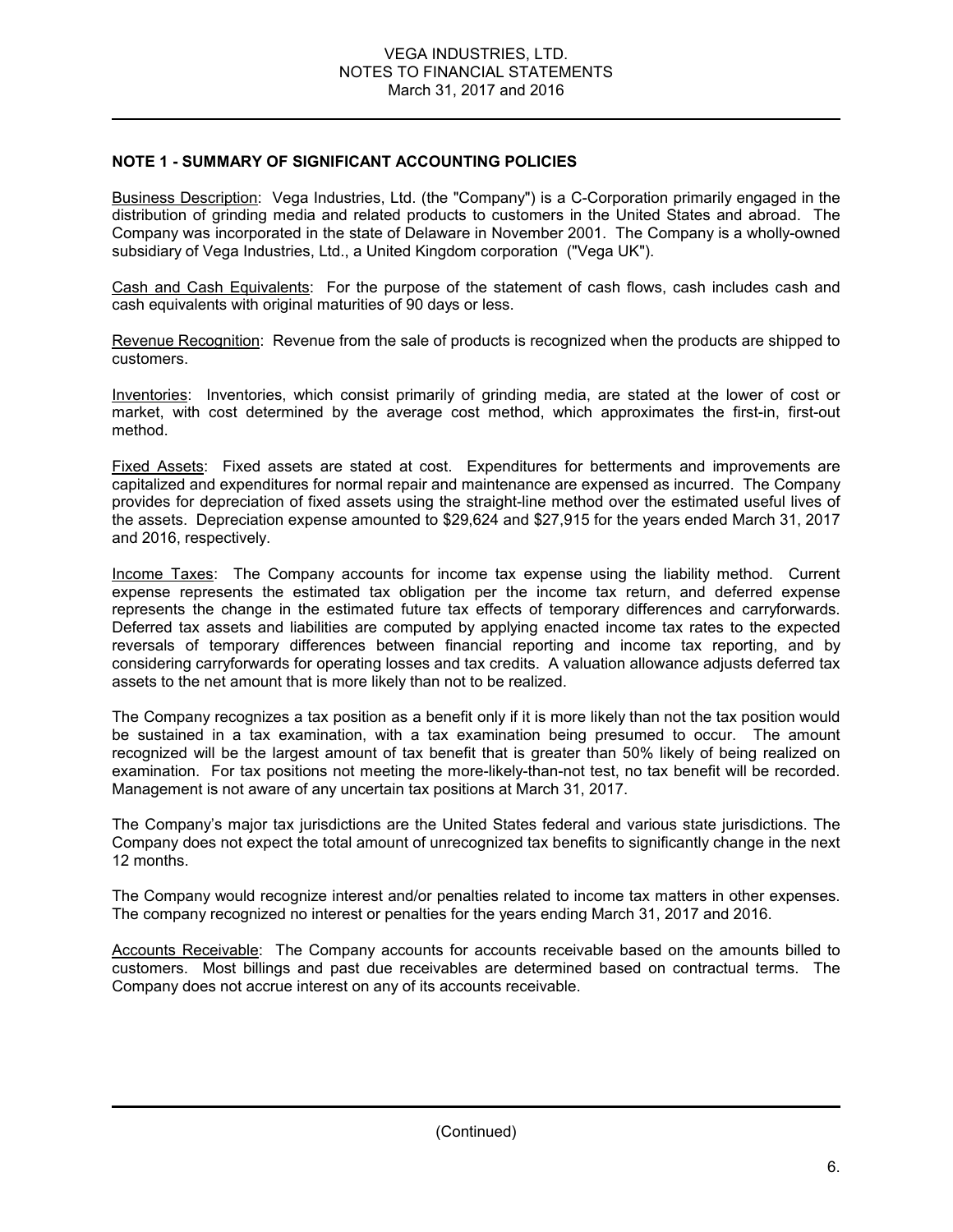## NOTE 1 - SUMMARY OF SIGNIFICANT ACCOUNTING POLICIES

Business Description: Vega Industries, Ltd. (the "Company") is a C-Corporation primarily engaged in the distribution of grinding media and related products to customers in the United States and abroad. The Company was incorporated in the state of Delaware in November 2001. The Company is a wholly-owned subsidiary of Vega Industries, Ltd., a United Kingdom corporation ("Vega UK").

Cash and Cash Equivalents: For the purpose of the statement of cash flows, cash includes cash and cash equivalents with original maturities of 90 days or less.

Revenue Recognition: Revenue from the sale of products is recognized when the products are shipped to customers.

Inventories: Inventories, which consist primarily of grinding media, are stated at the lower of cost or market, with cost determined by the average cost method, which approximates the first-in, first-out method.

Fixed Assets: Fixed assets are stated at cost. Expenditures for betterments and improvements are capitalized and expenditures for normal repair and maintenance are expensed as incurred. The Company provides for depreciation of fixed assets using the straight-line method over the estimated useful lives of the assets. Depreciation expense amounted to $29,624 and $27,915 for the years ended March 31, 2017 and 2016, respectively.

Income Taxes: The Company accounts for income tax expense using the liability method. Current expense represents the estimated tax obligation per the income tax return, and deferred expense represents the change in the estimated future tax effects of temporary differences and carryforwards. Deferred tax assets and liabilities are computed by applying enacted income tax rates to the expected reversals of temporary differences between financial reporting and income tax reporting, and by considering carryforwards for operating losses and tax credits. A valuation allowance adjusts deferred tax assets to the net amount that is more likely than not to be realized.

The Company recognizes a tax position as a benefit only if it is more likely than not the tax position would be sustained in a tax examination, with a tax examination being presumed to occur. The amount recognized will be the largest amount of tax benefit that is greater than 50% likely of being realized on examination. For tax positions not meeting the more-likely-than-not test, no tax benefit will be recorded. Management is not aware of any uncertain tax positions at March 31, 2017.

The Company's major tax jurisdictions are the United States federal and various state jurisdictions. The Company does not expect the total amount of unrecognized tax benefits to significantly change in the next 12 months.

The Company would recognize interest and/or penalties related to income tax matters in other expenses. The company recognized no interest or penalties for the years ending March 31, 2017 and 2016.

Accounts Receivable: The Company accounts for accounts receivable based on the amounts billed to customers. Most billings and past due receivables are determined based on contractual terms. The Company does not accrue interest on any of its accounts receivable.

(Continued)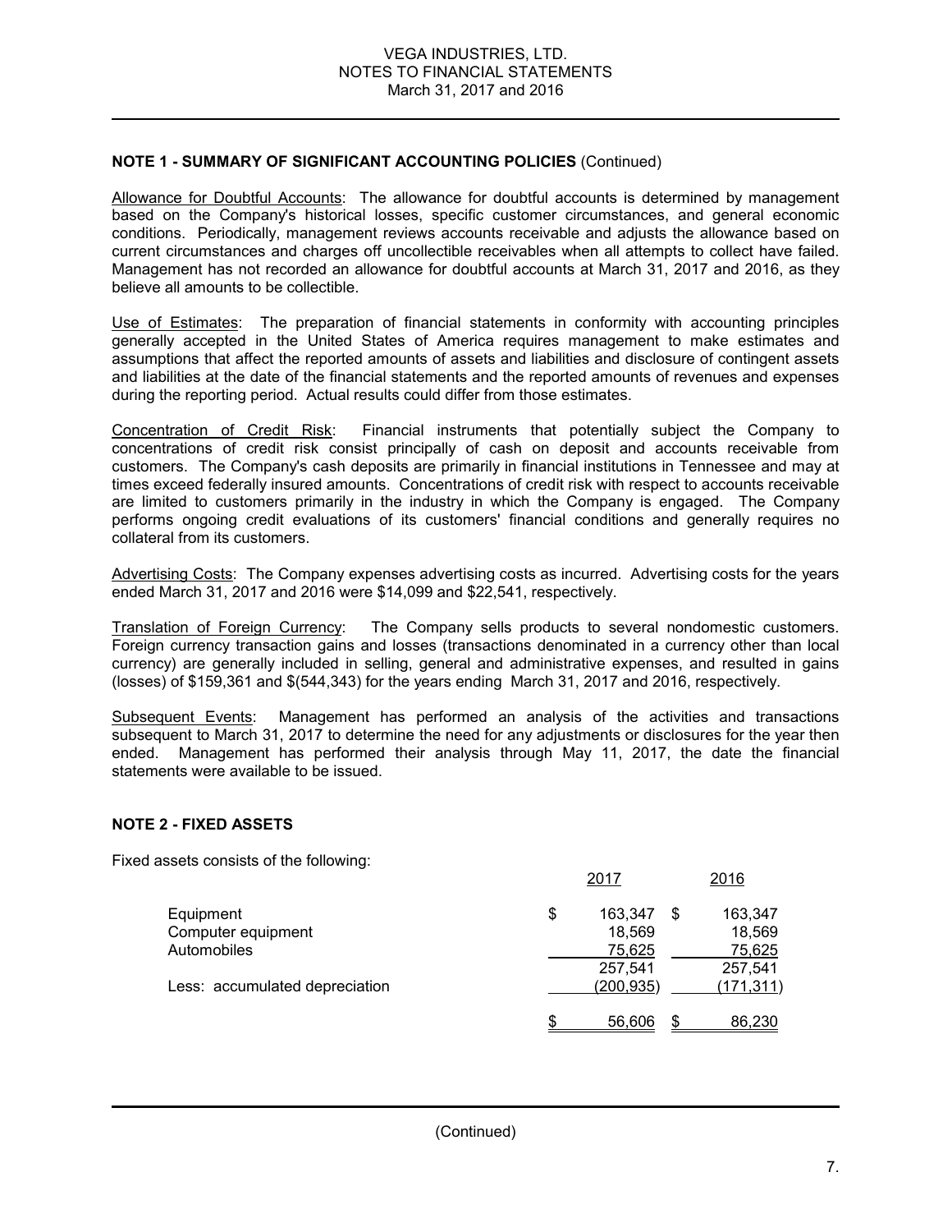## NOTE 1 - SUMMARY OF SIGNIFICANT ACCOUNTING POLICIES (Continued)

Allowance for Doubtful Accounts: The allowance for doubtful accounts is determined by management based on the Company's historical losses, specific customer circumstances, and general economic conditions. Periodically, management reviews accounts receivable and adjusts the allowance based on current circumstances and charges off uncollectible receivables when all attempts to collect have failed. Management has not recorded an allowance for doubtful accounts at March 31, 2017 and 2016, as they believe all amounts to be collectible.

Use of Estimates: The preparation of financial statements in conformity with accounting principles generally accepted in the United States of America requires management to make estimates and assumptions that affect the reported amounts of assets and liabilities and disclosure of contingent assets and liabilities at the date of the financial statements and the reported amounts of revenues and expenses during the reporting period. Actual results could differ from those estimates.

Concentration of Credit Risk: Financial instruments that potentially subject the Company to concentrations of credit risk consist principally of cash on deposit and accounts receivable from customers. The Company's cash deposits are primarily in financial institutions in Tennessee and may at times exceed federally insured amounts. Concentrations of credit risk with respect to accounts receivable are limited to customers primarily in the industry in which the Company is engaged. The Company performs ongoing credit evaluations of its customers' financial conditions and generally requires no collateral from its customers.

Advertising Costs: The Company expenses advertising costs as incurred. Advertising costs for the years ended March 31, 2017 and 2016 were $14,099 and $22,541, respectively.

Translation of Foreign Currency: The Company sells products to several nondomestic customers. Foreign currency transaction gains and losses (transactions denominated in a currency other than local currency) are generally included in selling, general and administrative expenses, and resulted in gains (losses) of $159,361 and $(544,343) for the years ending March 31, 2017 and 2016, respectively.

Subsequent Events: Management has performed an analysis of the activities and transactions subsequent to March 31, 2017 to determine the need for any adjustments or disclosures for the year then ended. Management has performed their analysis through May 11, 2017, the date the financial statements were available to be issued.

## NOTE 2 - FIXED ASSETS

Fixed assets consists of the following:

| | 2017 | 2016 |
|---|---|---|
| Equipment | $ 163,347 | $ 163,347 |
| Computer equipment | 18,569 | 18,569 |
| Automobiles | 75,625 | 75,625 |
| | 257,541 | 257,541 |
| Less: accumulated depreciation | (200,935) | (171,311) |
| | $ 56,606 | $ 86,230 |

(Continued)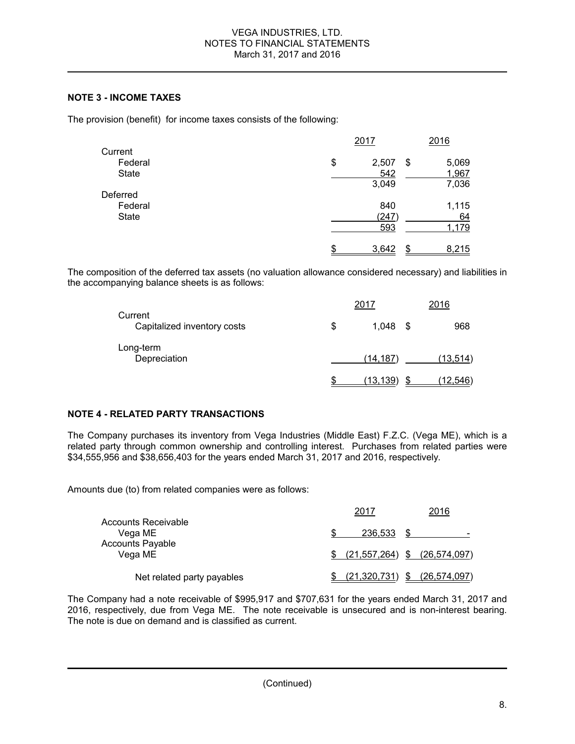## NOTE 3 - INCOME TAXES

The provision (benefit) for income taxes consists of the following:

| | 2017 | 2016 |
|---|---|---|
| Current | | |
| Federal | $ 2,507 | $ 5,069 |
| State | 542 | 1,967 |
| | 3,049 | 7,036 |
| Deferred | | |
| Federal | 840 | 1,115 |
| State | (247) | 64 |
| | 593 | 1,179 |
| | $ 3,642 | $ 8,215 |

The composition of the deferred tax assets (no valuation allowance considered necessary) and liabilities in the accompanying balance sheets is as follows:

| | 2017 | 2016 |
|---|---|---|
| Current | | |
| Capitalized inventory costs | $ 1,048 | $ 968 |
| Long-term | | |
| Depreciation | (14,187) | (13,514) |
| | $ (13,139) | $ (12,546) |

## NOTE 4 - RELATED PARTY TRANSACTIONS

The Company purchases its inventory from Vega Industries (Middle East) F.Z.C. (Vega ME), which is a related party through common ownership and controlling interest. Purchases from related parties were $34,555,956 and $38,656,403 for the years ended March 31, 2017 and 2016, respectively.

Amounts due (to) from related companies were as follows:

| | 2017 | 2016 |
|---|---|---|
| Accounts Receivable | | |
| Vega ME | $ 236,533 | $ - |
| Accounts Payable | | |
| Vega ME | $ (21,557,264) | $ (26,574,097) |
| Net related party payables | $ (21,320,731) | $ (26,574,097) |

The Company had a note receivable of $995,917 and $707,631 for the years ended March 31, 2017 and 2016, respectively, due from Vega ME. The note receivable is unsecured and is non-interest bearing. The note is due on demand and is classified as current.

(Continued)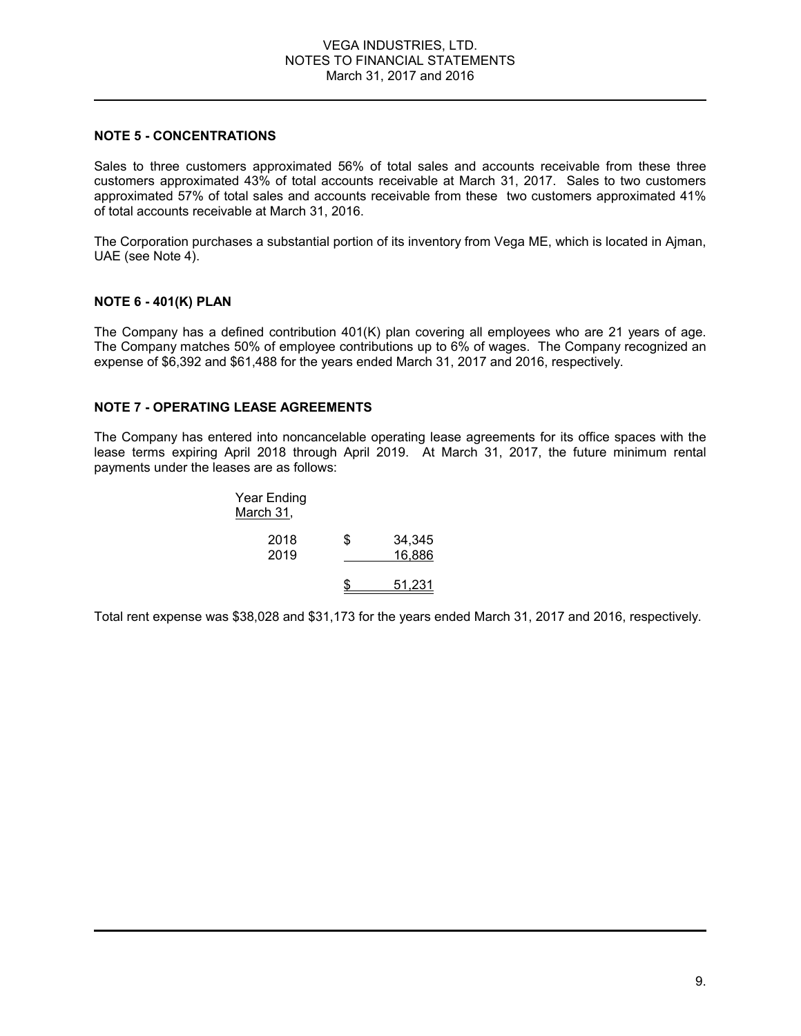## NOTE 5 - CONCENTRATIONS

Sales to three customers approximated 56% of total sales and accounts receivable from these three customers approximated 43% of total accounts receivable at March 31, 2017. Sales to two customers approximated 57% of total sales and accounts receivable from these two customers approximated 41% of total accounts receivable at March 31, 2016.

The Corporation purchases a substantial portion of its inventory from Vega ME, which is located in Ajman, UAE (see Note 4).

## NOTE 6 - 401(K) PLAN

The Company has a defined contribution 401(K) plan covering all employees who are 21 years of age. The Company matches 50% of employee contributions up to 6% of wages. The Company recognized an expense of $6,392 and $61,488 for the years ended March 31, 2017 and 2016, respectively.

## NOTE 7 - OPERATING LEASE AGREEMENTS

The Company has entered into noncancelable operating lease agreements for its office spaces with the lease terms expiring April 2018 through April 2019. At March 31, 2017, the future minimum rental payments under the leases are as follows:

| Year Ending March 31, | |
|---|---|
| 2018 | $ 34,345 |
| 2019 | 16,886 |
| | $ 51,231 |

Total rent expense was $38,028 and $31,173 for the years ended March 31, 2017 and 2016, respectively.